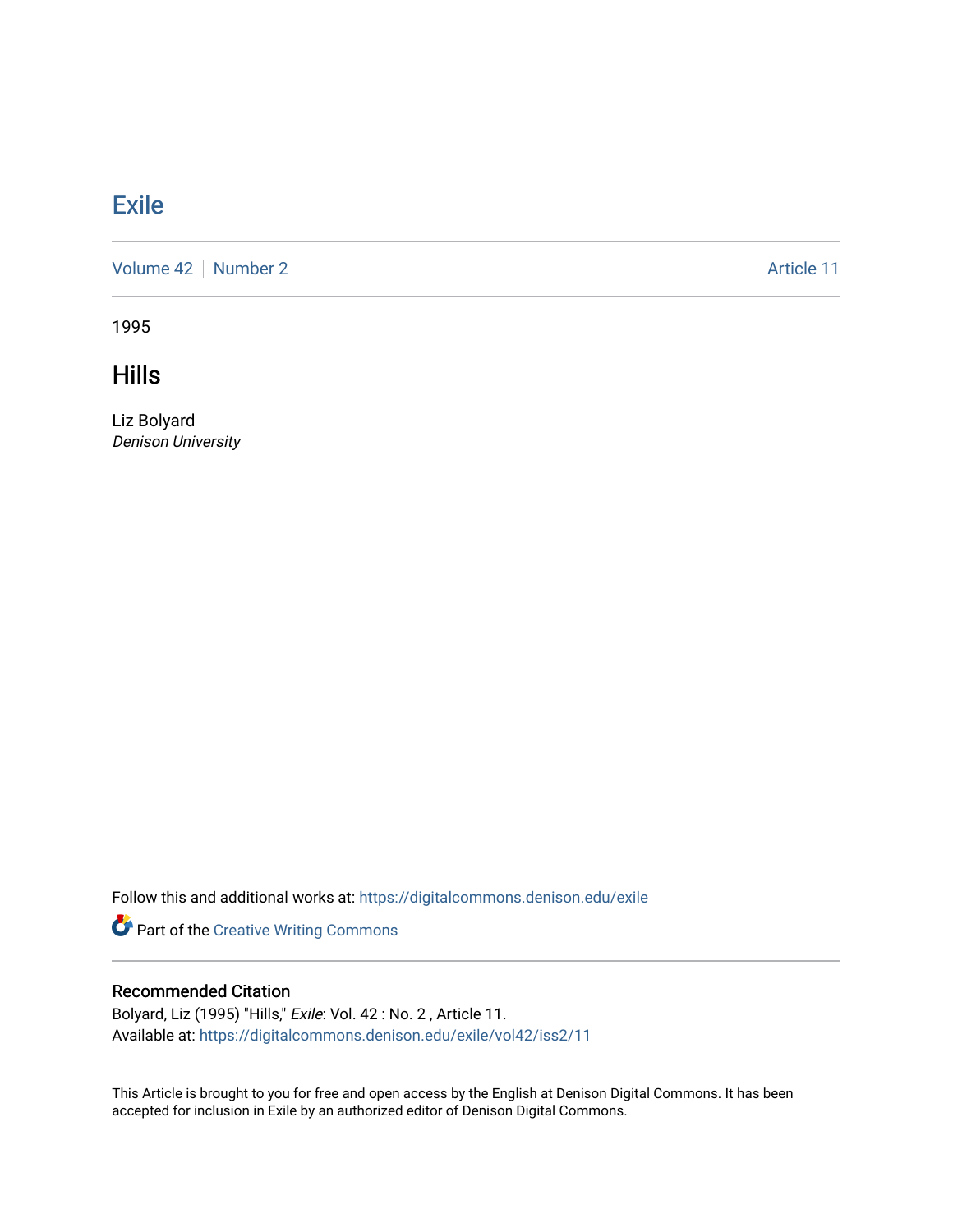# Exile

Volume 42 | Number 2 | Article 11

1995

## Hills

Liz Bolyard
*Denison University*

Follow this and additional works at: https://digitalcommons.denison.edu/exile

Part of the Creative Writing Commons

### Recommended Citation

Bolyard, Liz (1995) "Hills," *Exile*: Vol. 42 : No. 2 , Article 11.
Available at: https://digitalcommons.denison.edu/exile/vol42/iss2/11

This Article is brought to you for free and open access by the English at Denison Digital Commons. It has been accepted for inclusion in Exile by an authorized editor of Denison Digital Commons.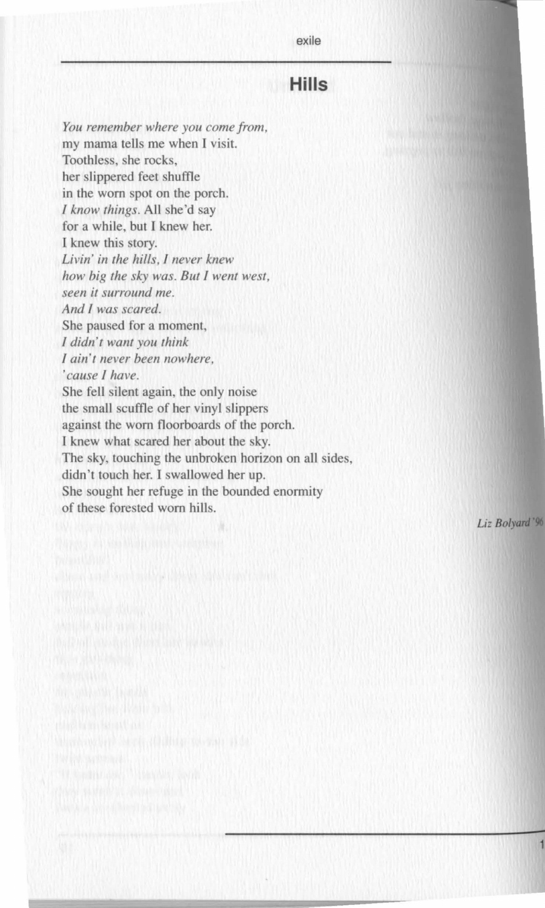## Hills

*You remember where you come from,*
my mama tells me when I visit.
Toothless, she rocks,
her slippered feet shuffle
in the worn spot on the porch.
*I know things.* All she'd say
for a while, but I knew her.
I knew this story.
*Livin' in the hills, I never knew*
*how big the sky was. But I went west,*
*seen it surround me.*
*And I was scared.*
She paused for a moment,
*I didn't want you think*
*I ain't never been nowhere,*
*'cause I have.*
She fell silent again, the only noise
the small scuffle of her vinyl slippers
against the worn floorboards of the porch.
I knew what scared her about the sky.
The sky, touching the unbroken horizon on all sides,
didn't touch her. I swallowed her up.
She sought her refuge in the bounded enormity
of these forested worn hills.

*Liz Bolyard '96*